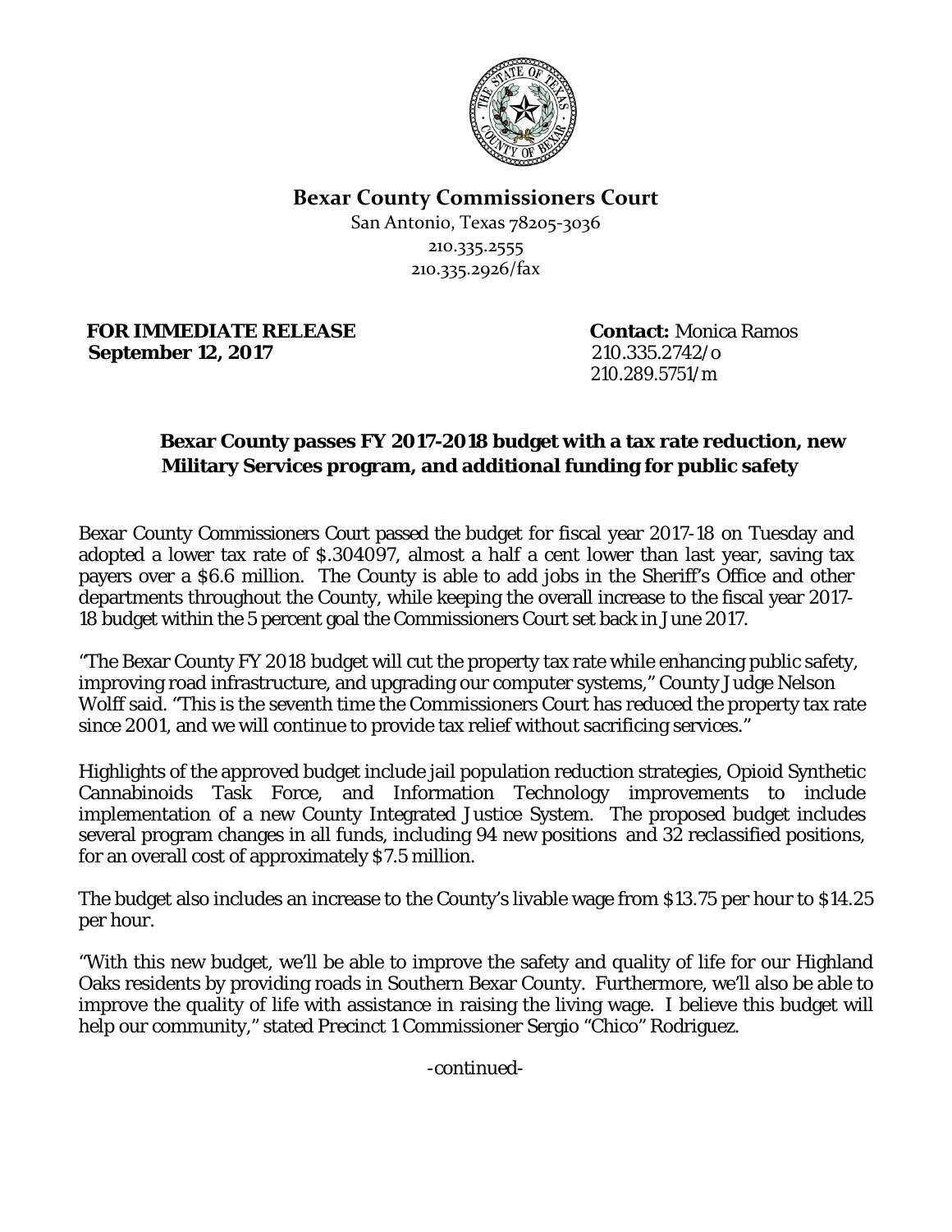**Bexar County Commissioners Court**

San Antonio, Texas 78205-3036
210.335.2555
210.335.2926/fax

**FOR IMMEDIATE RELEASE**
**September 12, 2017**

**Contact:** Monica Ramos
210.335.2742/o
210.289.5751/m

**Bexar County passes FY 2017-2018 budget with a tax rate reduction, new Military Services program, and additional funding for public safety**

Bexar County Commissioners Court passed the budget for fiscal year 2017-18 on Tuesday and adopted a lower tax rate of $.304097, almost a half a cent lower than last year, saving tax payers over a $6.6 million. The County is able to add jobs in the Sheriff's Office and other departments throughout the County, while keeping the overall increase to the fiscal year 2017-18 budget within the 5 percent goal the Commissioners Court set back in June 2017.

"The Bexar County FY 2018 budget will cut the property tax rate while enhancing public safety, improving road infrastructure, and upgrading our computer systems," County Judge Nelson Wolff said. "This is the seventh time the Commissioners Court has reduced the property tax rate since 2001, and we will continue to provide tax relief without sacrificing services."

Highlights of the approved budget include jail population reduction strategies, Opioid Synthetic Cannabinoids Task Force, and Information Technology improvements to include implementation of a new County Integrated Justice System. The proposed budget includes several program changes in all funds, including 94 new positions and 32 reclassified positions, for an overall cost of approximately $7.5 million.

The budget also includes an increase to the County's livable wage from $13.75 per hour to $14.25 per hour.

"With this new budget, we'll be able to improve the safety and quality of life for our Highland Oaks residents by providing roads in Southern Bexar County. Furthermore, we'll also be able to improve the quality of life with assistance in raising the living wage. I believe this budget will help our community," stated Precinct 1 Commissioner Sergio "Chico" Rodriguez.

-continued-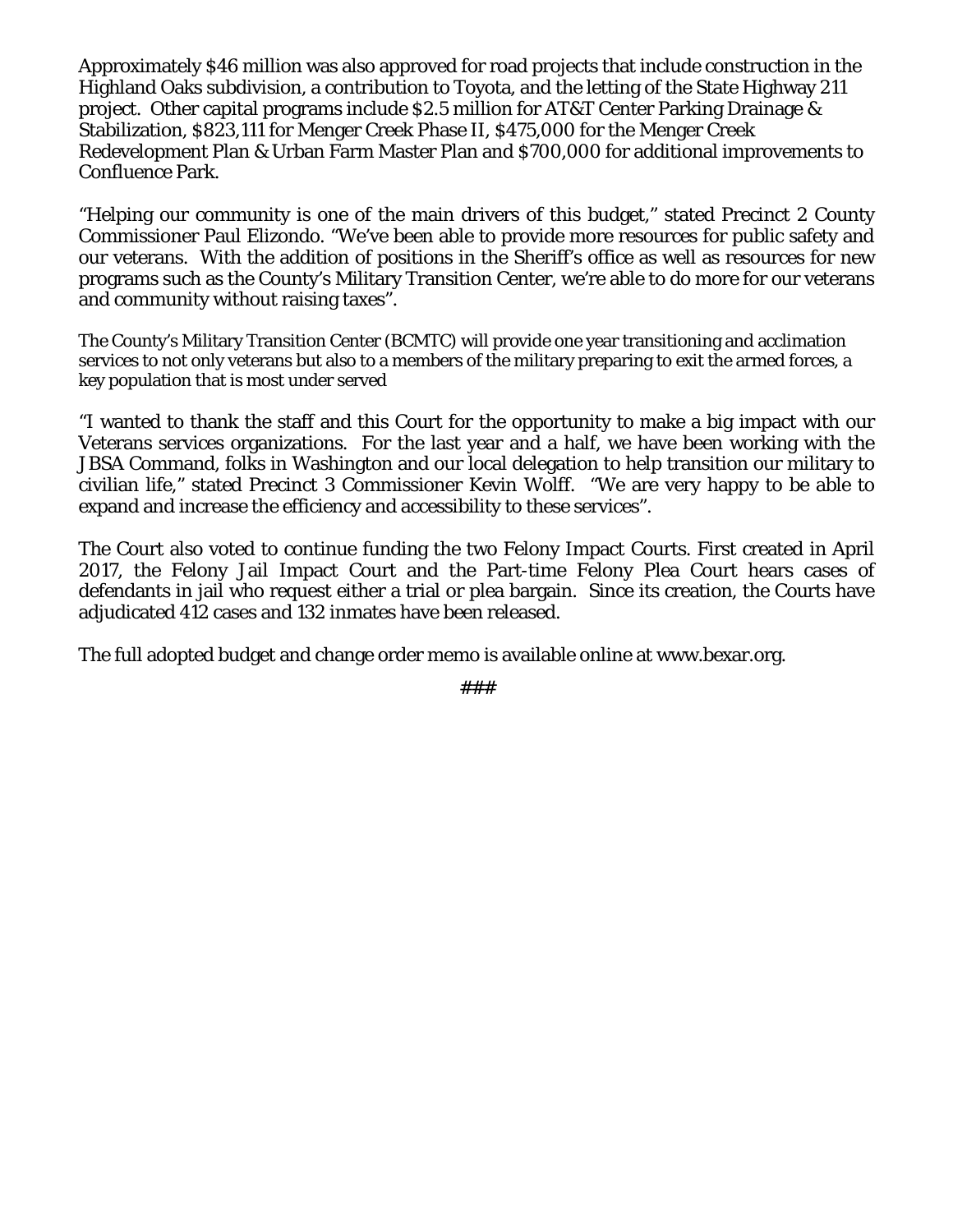Approximately $46 million was also approved for road projects that include construction in the Highland Oaks subdivision, a contribution to Toyota, and the letting of the State Highway 211 project. Other capital programs include $2.5 million for AT&T Center Parking Drainage & Stabilization, $823,111 for Menger Creek Phase II, $475,000 for the Menger Creek Redevelopment Plan & Urban Farm Master Plan and $700,000 for additional improvements to Confluence Park.

"Helping our community is one of the main drivers of this budget," stated Precinct 2 County Commissioner Paul Elizondo. "We've been able to provide more resources for public safety and our veterans. With the addition of positions in the Sheriff's office as well as resources for new programs such as the County's Military Transition Center, we're able to do more for our veterans and community without raising taxes".

The County's Military Transition Center (BCMTC) will provide one year transitioning and acclimation services to not only veterans but also to a members of the military preparing to exit the armed forces, a key population that is most under served

"I wanted to thank the staff and this Court for the opportunity to make a big impact with our Veterans services organizations. For the last year and a half, we have been working with the JBSA Command, folks in Washington and our local delegation to help transition our military to civilian life," stated Precinct 3 Commissioner Kevin Wolff. "We are very happy to be able to expand and increase the efficiency and accessibility to these services".

The Court also voted to continue funding the two Felony Impact Courts. First created in April 2017, the Felony Jail Impact Court and the Part-time Felony Plea Court hears cases of defendants in jail who request either a trial or plea bargain. Since its creation, the Courts have adjudicated 412 cases and 132 inmates have been released.

The full adopted budget and change order memo is available online at www.bexar.org.

###